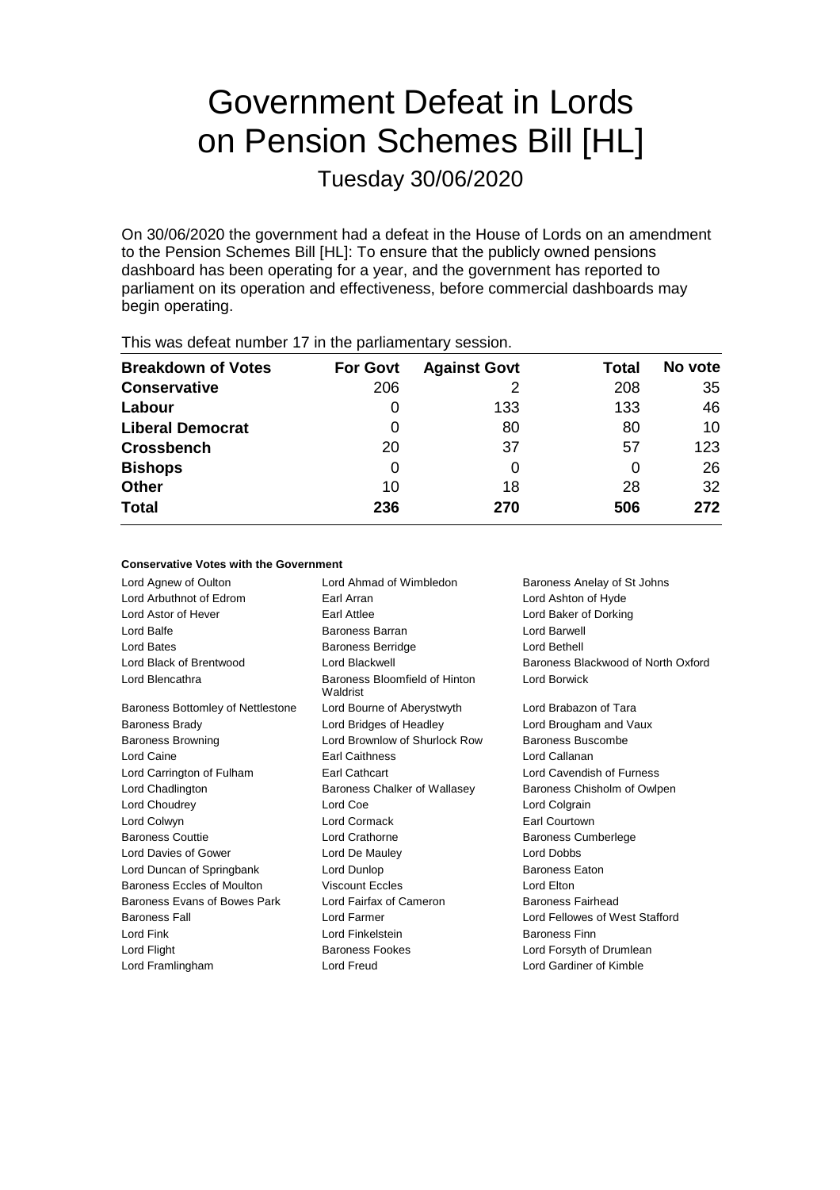# Government Defeat in Lords on Pension Schemes Bill [HL]

Tuesday 30/06/2020

On 30/06/2020 the government had a defeat in the House of Lords on an amendment to the Pension Schemes Bill [HL]: To ensure that the publicly owned pensions dashboard has been operating for a year, and the government has reported to parliament on its operation and effectiveness, before commercial dashboards may begin operating.

This was defeat number 17 in the parliamentary session.

| Breakdown of Votes | For Govt | Against Govt | Total | No vote |
|---|---|---|---|---|
| **Conservative** | 206 | 2 | 208 | 35 |
| **Labour** | 0 | 133 | 133 | 46 |
| **Liberal Democrat** | 0 | 80 | 80 | 10 |
| **Crossbench** | 20 | 37 | 57 | 123 |
| **Bishops** | 0 | 0 | 0 | 26 |
| **Other** | 10 | 18 | 28 | 32 |
| **Total** | **236** | **270** | **506** | **272** |

**Conservative Votes with the Government**

| | | |
|---|---|---|
| Lord Agnew of Oulton | Lord Ahmad of Wimbledon | Baroness Anelay of St Johns |
| Lord Arbuthnot of Edrom | Earl Arran | Lord Ashton of Hyde |
| Lord Astor of Hever | Earl Attlee | Lord Baker of Dorking |
| Lord Balfe | Baroness Barran | Lord Barwell |
| Lord Bates | Baroness Berridge | Lord Bethell |
| Lord Black of Brentwood | Lord Blackwell | Baroness Blackwood of North Oxford |
| Lord Blencathra | Baroness Bloomfield of Hinton Waldrist | Lord Borwick |
| Baroness Bottomley of Nettlestone | Lord Bourne of Aberystwyth | Lord Brabazon of Tara |
| Baroness Brady | Lord Bridges of Headley | Lord Brougham and Vaux |
| Baroness Browning | Lord Brownlow of Shurlock Row | Baroness Buscombe |
| Lord Caine | Earl Caithness | Lord Callanan |
| Lord Carrington of Fulham | Earl Cathcart | Lord Cavendish of Furness |
| Lord Chadlington | Baroness Chalker of Wallasey | Baroness Chisholm of Owlpen |
| Lord Choudrey | Lord Coe | Lord Colgrain |
| Lord Colwyn | Lord Cormack | Earl Courtown |
| Baroness Couttie | Lord Crathorne | Baroness Cumberlege |
| Lord Davies of Gower | Lord De Mauley | Lord Dobbs |
| Lord Duncan of Springbank | Lord Dunlop | Baroness Eaton |
| Baroness Eccles of Moulton | Viscount Eccles | Lord Elton |
| Baroness Evans of Bowes Park | Lord Fairfax of Cameron | Baroness Fairhead |
| Baroness Fall | Lord Farmer | Lord Fellowes of West Stafford |
| Lord Fink | Lord Finkelstein | Baroness Finn |
| Lord Flight | Baroness Fookes | Lord Forsyth of Drumlean |
| Lord Framlingham | Lord Freud | Lord Gardiner of Kimble |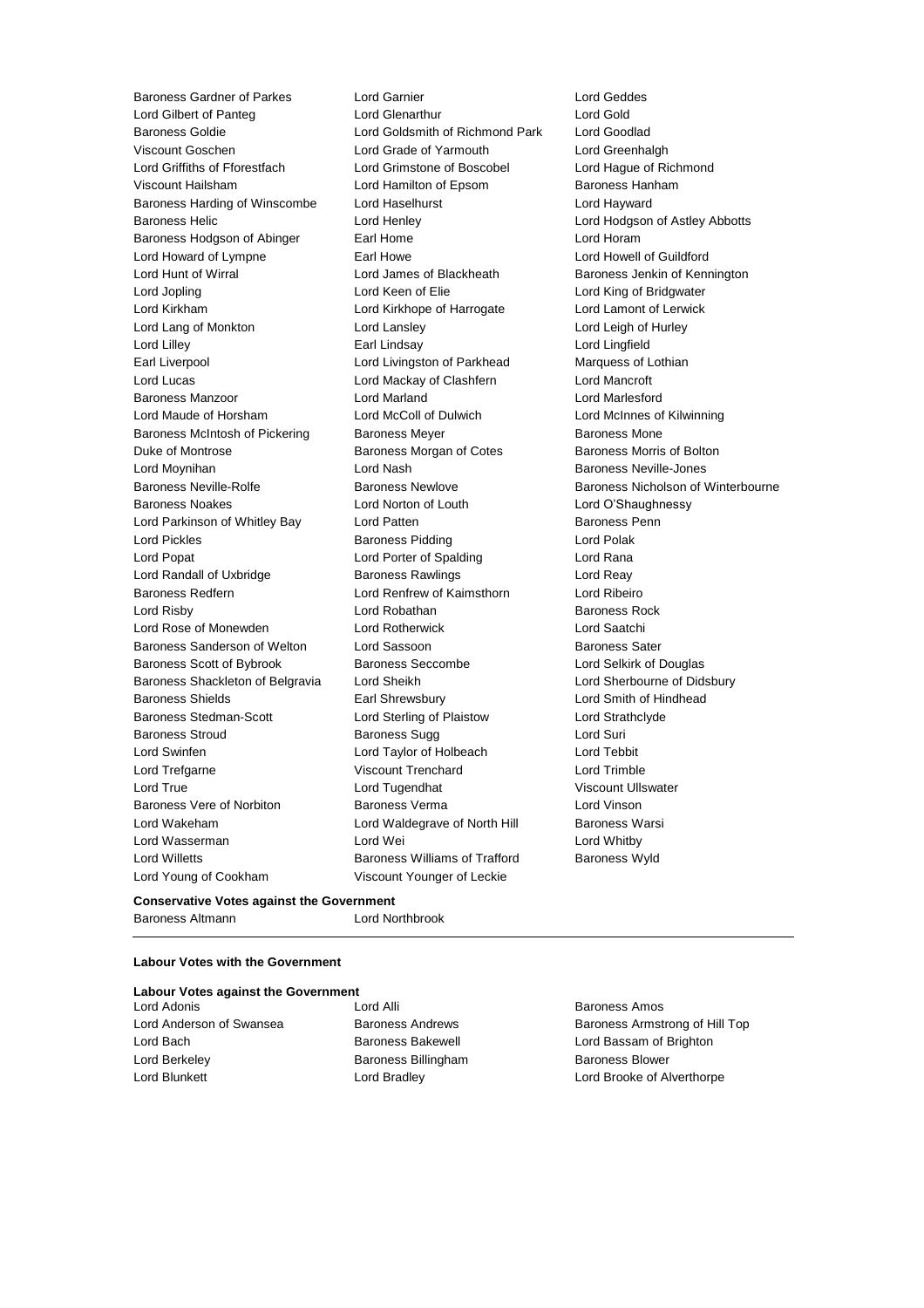Baroness Gardner of Parkes
Lord Garnier
Lord Geddes
Lord Gilbert of Panteg
Lord Glenarthur
Lord Gold
Baroness Goldie
Lord Goldsmith of Richmond Park
Lord Goodlad
Viscount Goschen
Lord Grade of Yarmouth
Lord Greenhalgh
Lord Griffiths of Fforestfach
Lord Grimstone of Boscobel
Lord Hague of Richmond
Viscount Hailsham
Lord Hamilton of Epsom
Baroness Hanham
Baroness Harding of Winscombe
Lord Haselhurst
Lord Hayward
Baroness Helic
Lord Henley
Lord Hodgson of Astley Abbotts
Baroness Hodgson of Abinger
Earl Home
Lord Horam
Lord Howard of Lympne
Earl Howe
Lord Howell of Guildford
Lord Hunt of Wirral
Lord James of Blackheath
Baroness Jenkin of Kennington
Lord Jopling
Lord Keen of Elie
Lord King of Bridgwater
Lord Kirkham
Lord Kirkhope of Harrogate
Lord Lamont of Lerwick
Lord Lang of Monkton
Lord Lansley
Lord Leigh of Hurley
Lord Lilley
Earl Lindsay
Lord Lingfield
Earl Liverpool
Lord Livingston of Parkhead
Marquess of Lothian
Lord Lucas
Lord Mackay of Clashfern
Lord Mancroft
Baroness Manzoor
Lord Marland
Lord Marlesford
Lord Maude of Horsham
Lord McColl of Dulwich
Lord McInnes of Kilwinning
Baroness McIntosh of Pickering
Baroness Meyer
Baroness Mone
Duke of Montrose
Baroness Morgan of Cotes
Baroness Morris of Bolton
Lord Moynihan
Lord Nash
Baroness Neville-Jones
Baroness Neville-Rolfe
Baroness Newlove
Baroness Nicholson of Winterbourne
Baroness Noakes
Lord Norton of Louth
Lord O'Shaughnessy
Lord Parkinson of Whitley Bay
Lord Patten
Baroness Penn
Lord Pickles
Baroness Pidding
Lord Polak
Lord Popat
Lord Porter of Spalding
Lord Rana
Lord Randall of Uxbridge
Baroness Rawlings
Lord Reay
Baroness Redfern
Lord Renfrew of Kaimsthorn
Lord Ribeiro
Lord Risby
Lord Robathan
Baroness Rock
Lord Rose of Monewden
Lord Rotherwick
Lord Saatchi
Baroness Sanderson of Welton
Lord Sassoon
Baroness Sater
Baroness Scott of Bybrook
Baroness Seccombe
Lord Selkirk of Douglas
Baroness Shackleton of Belgravia
Lord Sheikh
Lord Sherbourne of Didsbury
Baroness Shields
Earl Shrewsbury
Lord Smith of Hindhead
Baroness Stedman-Scott
Lord Sterling of Plaistow
Lord Strathclyde
Baroness Stroud
Baroness Sugg
Lord Suri
Lord Swinfen
Lord Taylor of Holbeach
Lord Tebbit
Lord Trefgarne
Viscount Trenchard
Lord Trimble
Lord True
Lord Tugendhat
Viscount Ullswater
Baroness Vere of Norbiton
Baroness Verma
Lord Vinson
Lord Wakeham
Lord Waldegrave of North Hill
Baroness Warsi
Lord Wasserman
Lord Wei
Lord Whitby
Lord Willetts
Baroness Williams of Trafford
Baroness Wyld
Lord Young of Cookham
Viscount Younger of Leckie

**Conservative Votes against the Government**

Baroness Altmann
Lord Northbrook

---

**Labour Votes with the Government**

**Labour Votes against the Government**

Lord Adonis
Lord Alli
Baroness Amos
Lord Anderson of Swansea
Baroness Andrews
Baroness Armstrong of Hill Top
Lord Bach
Baroness Bakewell
Lord Bassam of Brighton
Lord Berkeley
Baroness Billingham
Baroness Blower
Lord Blunkett
Lord Bradley
Lord Brooke of Alverthorpe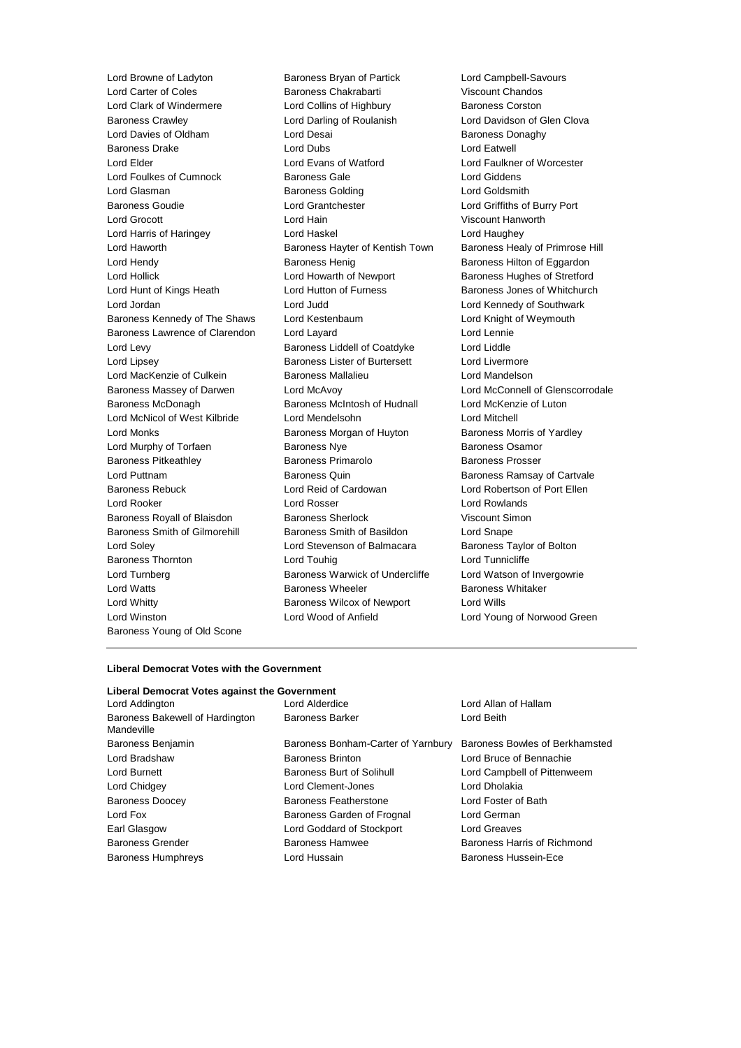Lord Browne of Ladyton
Baroness Bryan of Partick
Lord Campbell-Savours
Lord Carter of Coles
Baroness Chakrabarti
Viscount Chandos
Lord Clark of Windermere
Lord Collins of Highbury
Baroness Corston
Baroness Crawley
Lord Darling of Roulanish
Lord Davidson of Glen Clova
Lord Davies of Oldham
Lord Desai
Baroness Donaghy
Baroness Drake
Lord Dubs
Lord Eatwell
Lord Elder
Lord Evans of Watford
Lord Faulkner of Worcester
Lord Foulkes of Cumnock
Baroness Gale
Lord Giddens
Lord Glasman
Baroness Golding
Lord Goldsmith
Baroness Goudie
Lord Grantchester
Lord Griffiths of Burry Port
Lord Grocott
Lord Hain
Viscount Hanworth
Lord Harris of Haringey
Lord Haskel
Lord Haughey
Lord Haworth
Baroness Hayter of Kentish Town
Baroness Healy of Primrose Hill
Lord Hendy
Baroness Henig
Baroness Hilton of Eggardon
Lord Hollick
Lord Howarth of Newport
Baroness Hughes of Stretford
Lord Hunt of Kings Heath
Lord Hutton of Furness
Baroness Jones of Whitchurch
Lord Jordan
Lord Judd
Lord Kennedy of Southwark
Baroness Kennedy of The Shaws
Lord Kestenbaum
Lord Knight of Weymouth
Baroness Lawrence of Clarendon
Lord Layard
Lord Lennie
Lord Levy
Baroness Liddell of Coatdyke
Lord Liddle
Lord Lipsey
Baroness Lister of Burtersett
Lord Livermore
Lord MacKenzie of Culkein
Baroness Mallalieu
Lord Mandelson
Baroness Massey of Darwen
Lord McAvoy
Lord McConnell of Glenscorrodale
Baroness McDonagh
Baroness McIntosh of Hudnall
Lord McKenzie of Luton
Lord McNicol of West Kilbride
Lord Mendelsohn
Lord Mitchell
Lord Monks
Baroness Morgan of Huyton
Baroness Morris of Yardley
Lord Murphy of Torfaen
Baroness Nye
Baroness Osamor
Baroness Pitkeathley
Baroness Primarolo
Baroness Prosser
Lord Puttnam
Baroness Quin
Baroness Ramsay of Cartvale
Baroness Rebuck
Lord Reid of Cardowan
Lord Robertson of Port Ellen
Lord Rooker
Lord Rosser
Lord Rowlands
Baroness Royall of Blaisdon
Baroness Sherlock
Viscount Simon
Baroness Smith of Gilmorehill
Baroness Smith of Basildon
Lord Snape
Lord Soley
Lord Stevenson of Balmacara
Baroness Taylor of Bolton
Baroness Thornton
Lord Touhig
Lord Tunnicliffe
Lord Turnberg
Baroness Warwick of Undercliffe
Lord Watson of Invergowrie
Lord Watts
Baroness Wheeler
Baroness Whitaker
Lord Whitty
Baroness Wilcox of Newport
Lord Wills
Lord Winston
Lord Wood of Anfield
Lord Young of Norwood Green
Baroness Young of Old Scone

---

**Liberal Democrat Votes with the Government**

**Liberal Democrat Votes against the Government**

Lord Addington
Lord Alderdice
Lord Allan of Hallam
Baroness Bakewell of Hardington Mandeville
Baroness Barker
Lord Beith
Baroness Benjamin
Baroness Bonham-Carter of Yarnbury
Baroness Bowles of Berkhamsted
Lord Bradshaw
Baroness Brinton
Lord Bruce of Bennachie
Lord Burnett
Baroness Burt of Solihull
Lord Campbell of Pittenweem
Lord Chidgey
Lord Clement-Jones
Lord Dholakia
Baroness Doocey
Baroness Featherstone
Lord Foster of Bath
Lord Fox
Baroness Garden of Frognal
Lord German
Earl Glasgow
Lord Goddard of Stockport
Lord Greaves
Baroness Grender
Baroness Hamwee
Baroness Harris of Richmond
Baroness Humphreys
Lord Hussain
Baroness Hussein-Ece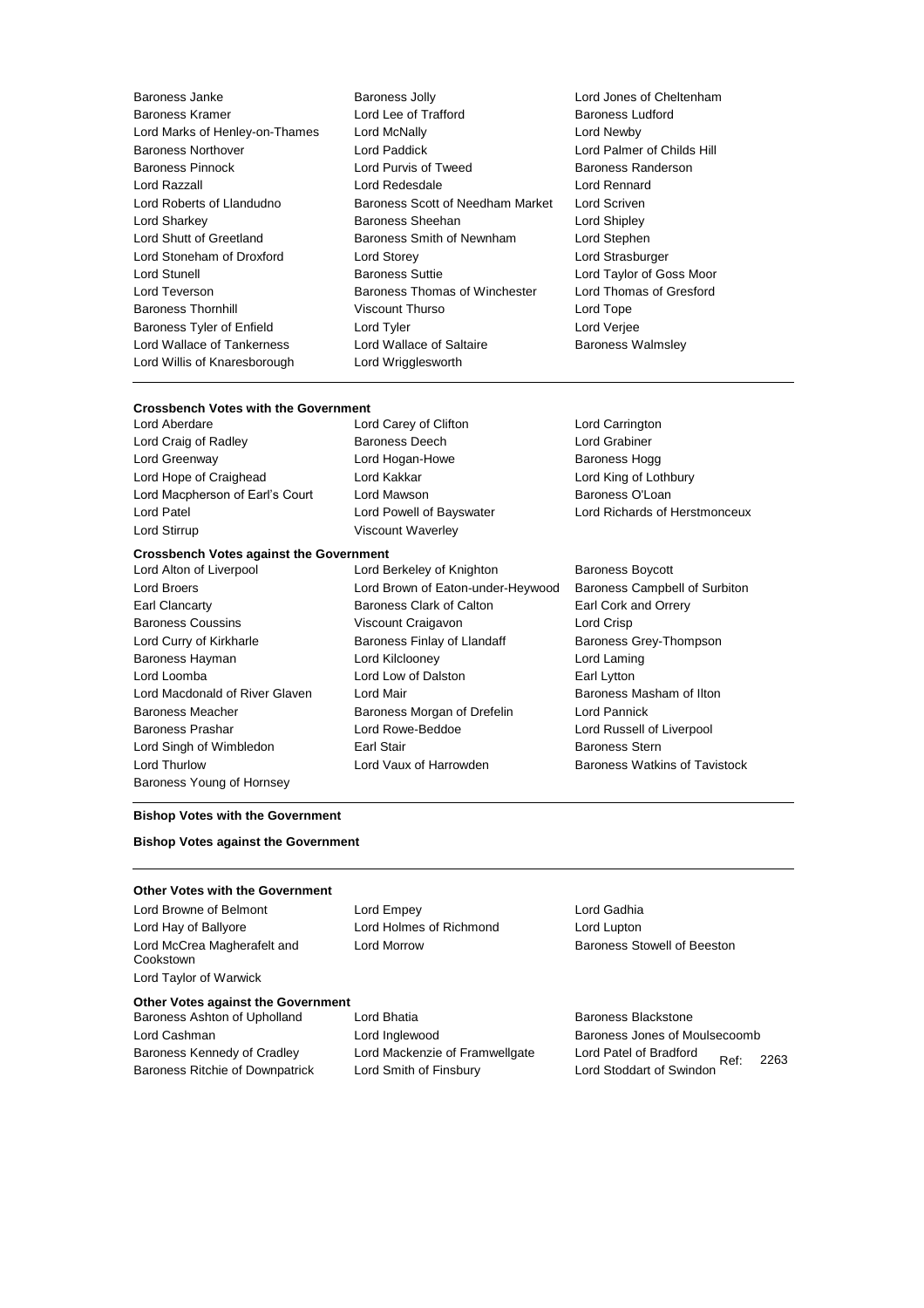Baroness Janke
Baroness Jolly
Lord Jones of Cheltenham
Baroness Kramer
Lord Lee of Trafford
Baroness Ludford
Lord Marks of Henley-on-Thames
Lord McNally
Lord Newby
Baroness Northover
Lord Paddick
Lord Palmer of Childs Hill
Baroness Pinnock
Lord Purvis of Tweed
Baroness Randerson
Lord Razzall
Lord Redesdale
Lord Rennard
Lord Roberts of Llandudno
Baroness Scott of Needham Market
Lord Scriven
Lord Sharkey
Baroness Sheehan
Lord Shipley
Lord Shutt of Greetland
Baroness Smith of Newnham
Lord Stephen
Lord Stoneham of Droxford
Lord Storey
Lord Strasburger
Lord Stunell
Baroness Suttie
Lord Taylor of Goss Moor
Lord Teverson
Baroness Thomas of Winchester
Lord Thomas of Gresford
Baroness Thornhill
Viscount Thurso
Lord Tope
Baroness Tyler of Enfield
Lord Tyler
Lord Verjee
Lord Wallace of Tankerness
Lord Wallace of Saltaire
Baroness Walmsley
Lord Willis of Knaresborough
Lord Wrigglesworth

---

**Crossbench Votes with the Government**

Lord Aberdare
Lord Carey of Clifton
Lord Carrington
Lord Craig of Radley
Baroness Deech
Lord Grabiner
Lord Greenway
Lord Hogan-Howe
Baroness Hogg
Lord Hope of Craighead
Lord Kakkar
Lord King of Lothbury
Lord Macpherson of Earl's Court
Lord Mawson
Baroness O'Loan
Lord Patel
Lord Powell of Bayswater
Lord Richards of Herstmonceux
Lord Stirrup
Viscount Waverley

**Crossbench Votes against the Government**

Lord Alton of Liverpool
Lord Berkeley of Knighton
Baroness Boycott
Lord Broers
Lord Brown of Eaton-under-Heywood
Baroness Campbell of Surbiton
Earl Clancarty
Baroness Clark of Calton
Earl Cork and Orrery
Baroness Coussins
Viscount Craigavon
Lord Crisp
Lord Curry of Kirkharle
Baroness Finlay of Llandaff
Baroness Grey-Thompson
Baroness Hayman
Lord Kilclooney
Lord Laming
Lord Loomba
Lord Low of Dalston
Earl Lytton
Lord Macdonald of River Glaven
Lord Mair
Baroness Masham of Ilton
Baroness Meacher
Baroness Morgan of Drefelin
Lord Pannick
Baroness Prashar
Lord Rowe-Beddoe
Lord Russell of Liverpool
Lord Singh of Wimbledon
Earl Stair
Baroness Stern
Lord Thurlow
Lord Vaux of Harrowden
Baroness Watkins of Tavistock
Baroness Young of Hornsey

---

**Bishop Votes with the Government**

**Bishop Votes against the Government**

---

**Other Votes with the Government**

Lord Browne of Belmont
Lord Empey
Lord Gadhia
Lord Hay of Ballyore
Lord Holmes of Richmond
Lord Lupton
Lord McCrea Magherafelt and Cookstown
Lord Morrow
Baroness Stowell of Beeston
Lord Taylor of Warwick

**Other Votes against the Government**

Baroness Ashton of Upholland
Lord Bhatia
Baroness Blackstone
Lord Cashman
Lord Inglewood
Baroness Jones of Moulsecoomb
Baroness Kennedy of Cradley
Lord Mackenzie of Framwellgate
Lord Patel of Bradford
Baroness Ritchie of Downpatrick
Lord Smith of Finsbury
Lord Stoddart of Swindon

Ref: 2263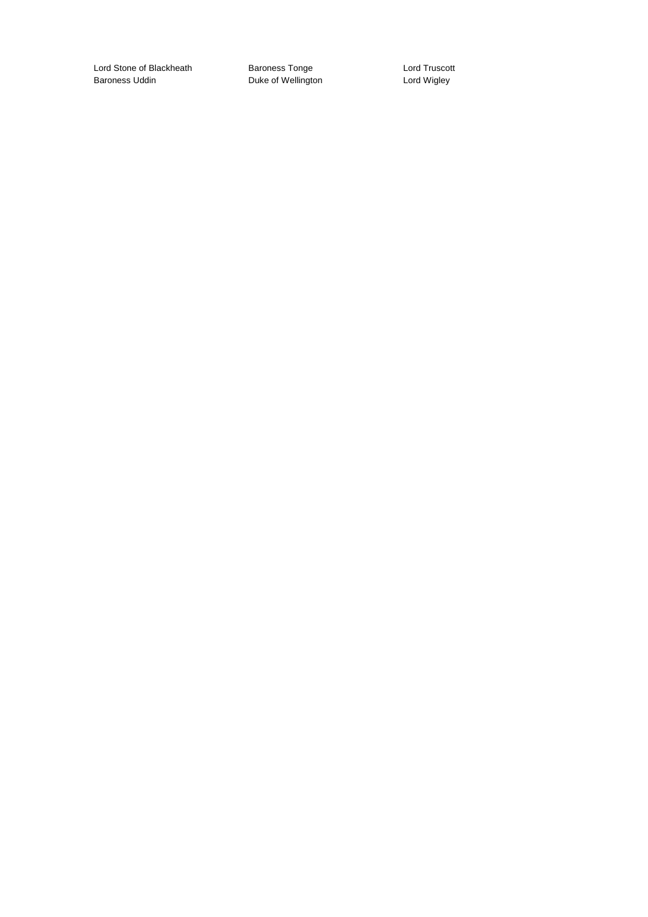| | | |
|---|---|---|
| Lord Stone of Blackheath | Baroness Tonge | Lord Truscott |
| Baroness Uddin | Duke of Wellington | Lord Wigley |